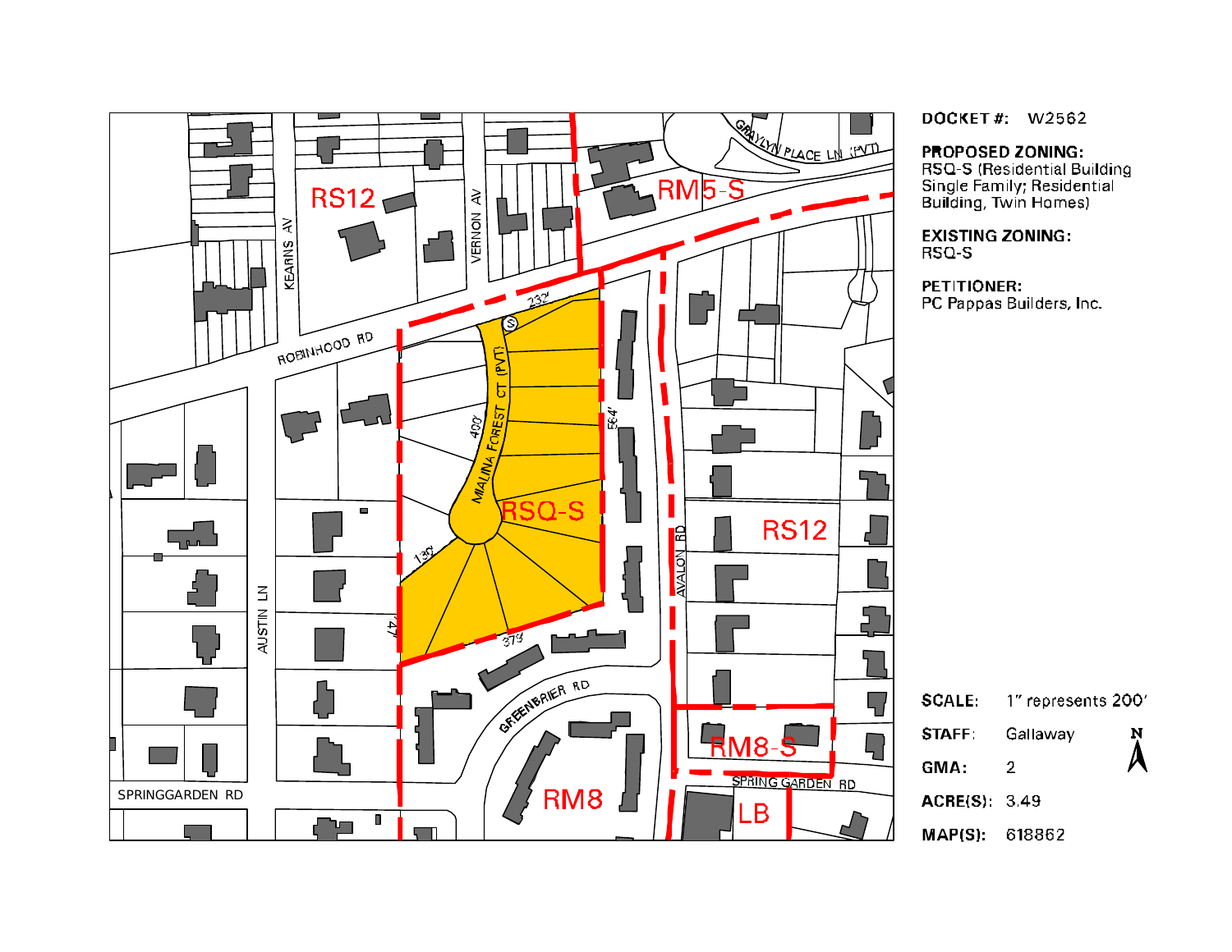**DOCKET #:** W2562

**PROPOSED ZONING:**
RSQ-S (Residential Building Single Family; Residential Building, Twin Homes)

**EXISTING ZONING:**
RSQ-S

**PETITIONER:**
PC Pappas Builders, Inc.

RS12

RM5-S

GRAYLYN PLACE LN (PVT)

KEARNS AV

VERNON AV

ROBINHOOD RD

232'

MIALINA FOREST CT (PVT)

400'

564'

RSQ-S

RS12

130'

147'

373'

AUSTIN LN

AVALON RD

GREENBRIER RD

RM8-S

RM8

SPRING GARDEN RD

SPRINGGARDEN RD

LB

| | |
|---|---|
| **SCALE:** | 1" represents 200' |
| **STAFF:** | Gallaway |
| **GMA:** | 2 |
| **ACRE(S):** | 3.49 |
| **MAP(S):** | 618862 |

N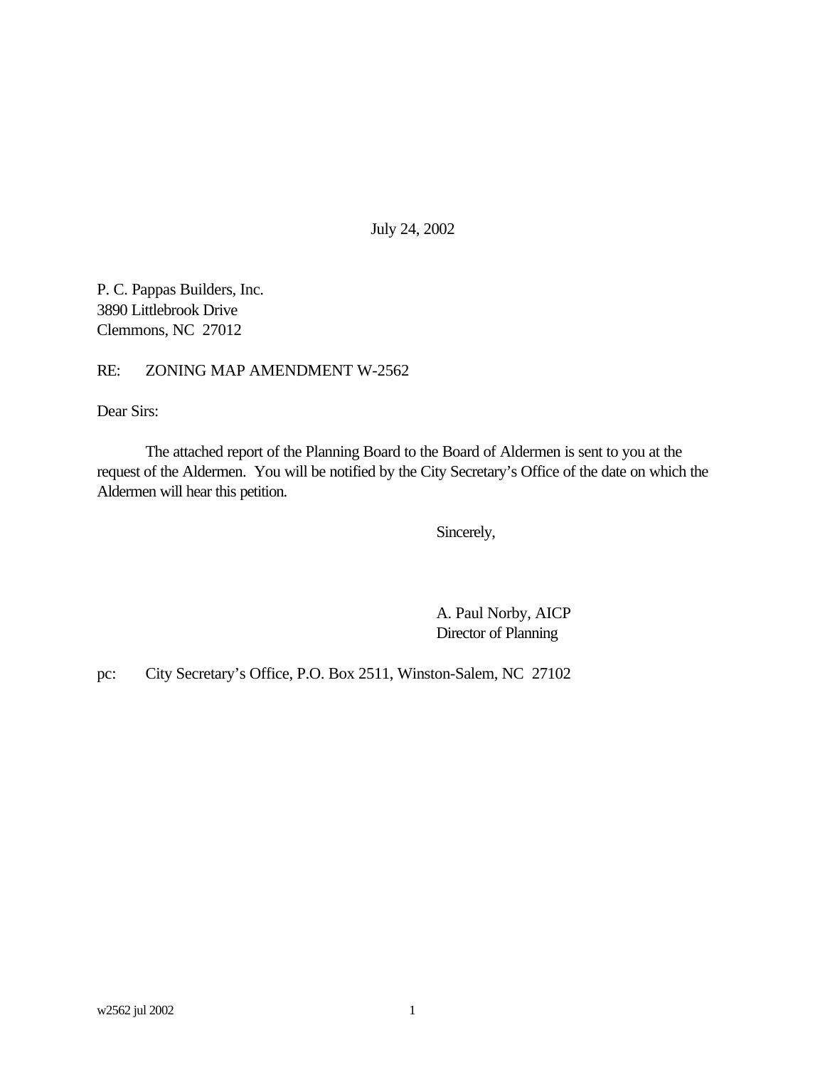July 24, 2002

P. C. Pappas Builders, Inc.
3890 Littlebrook Drive
Clemmons, NC 27012

RE: ZONING MAP AMENDMENT W-2562

Dear Sirs:

The attached report of the Planning Board to the Board of Aldermen is sent to you at the request of the Aldermen. You will be notified by the City Secretary's Office of the date on which the Aldermen will hear this petition.

Sincerely,

A. Paul Norby, AICP
Director of Planning

pc: City Secretary's Office, P.O. Box 2511, Winston-Salem, NC 27102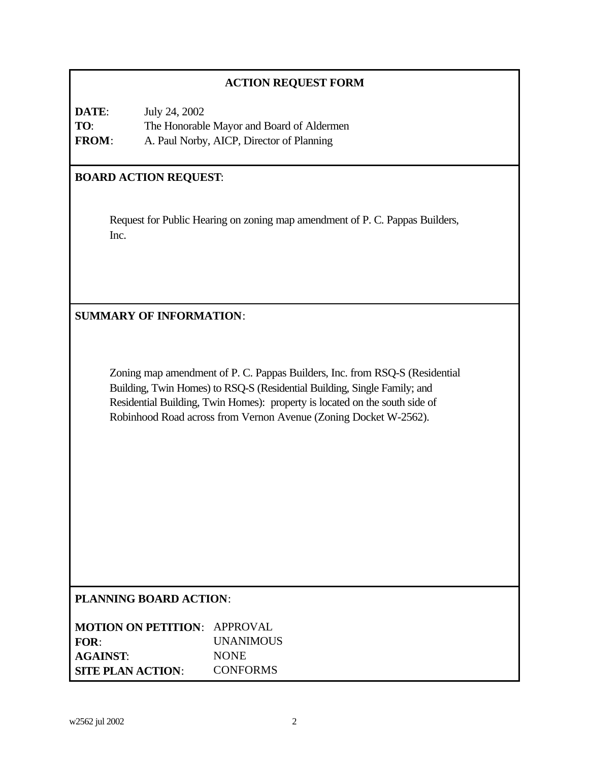## ACTION REQUEST FORM

**DATE**: July 24, 2002
**TO**: The Honorable Mayor and Board of Aldermen
**FROM**: A. Paul Norby, AICP, Director of Planning

## BOARD ACTION REQUEST:

Request for Public Hearing on zoning map amendment of P. C. Pappas Builders, Inc.

## SUMMARY OF INFORMATION:

Zoning map amendment of P. C. Pappas Builders, Inc. from RSQ-S (Residential Building, Twin Homes) to RSQ-S (Residential Building, Single Family; and Residential Building, Twin Homes): property is located on the south side of Robinhood Road across from Vernon Avenue (Zoning Docket W-2562).

## PLANNING BOARD ACTION:

**MOTION ON PETITION**: APPROVAL
**FOR**: UNANIMOUS
**AGAINST**: NONE
**SITE PLAN ACTION**: CONFORMS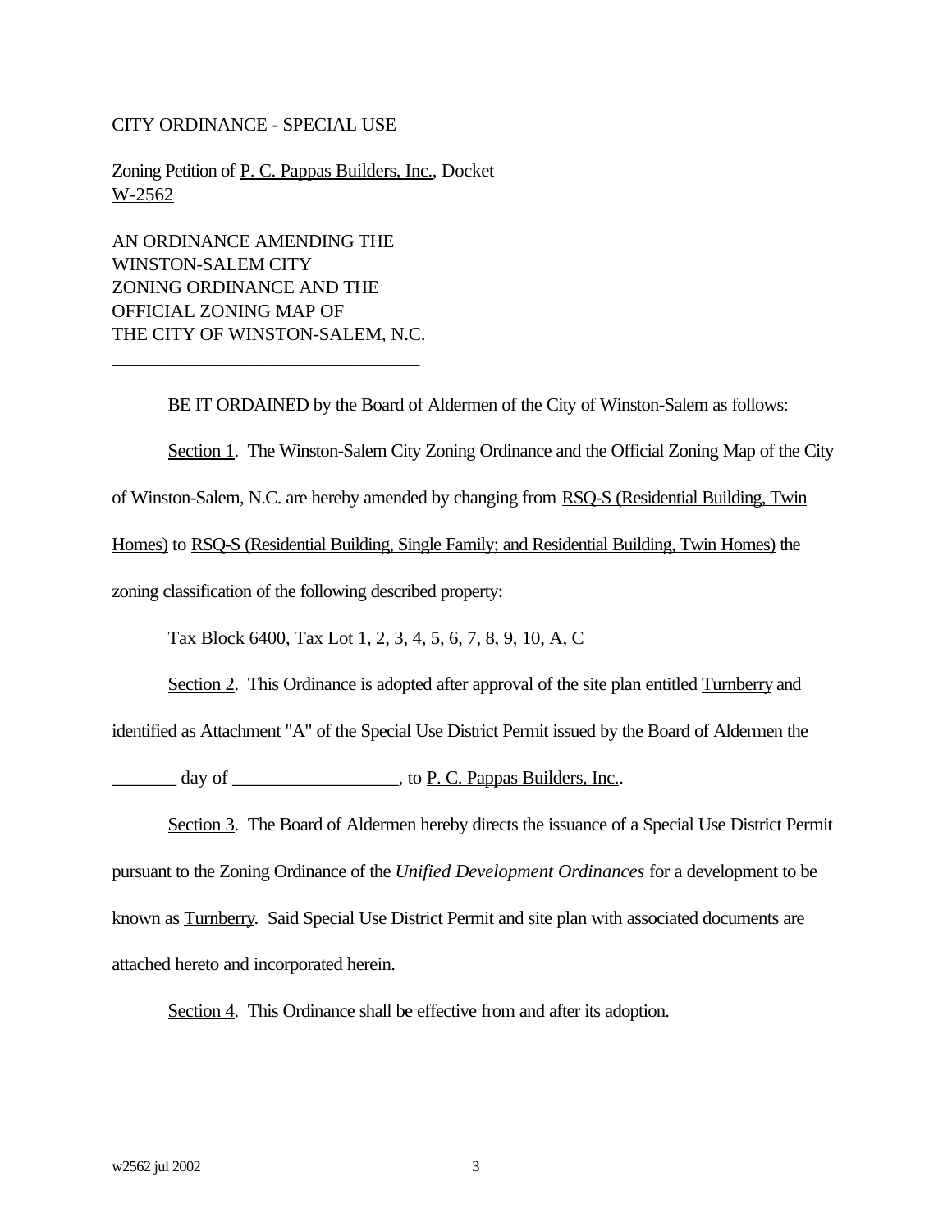CITY ORDINANCE - SPECIAL USE

Zoning Petition of P. C. Pappas Builders, Inc., Docket W-2562

AN ORDINANCE AMENDING THE WINSTON-SALEM CITY ZONING ORDINANCE AND THE OFFICIAL ZONING MAP OF THE CITY OF WINSTON-SALEM, N.C.

___________________________________

BE IT ORDAINED by the Board of Aldermen of the City of Winston-Salem as follows:

Section 1. The Winston-Salem City Zoning Ordinance and the Official Zoning Map of the City of Winston-Salem, N.C. are hereby amended by changing from RSQ-S (Residential Building, Twin Homes) to RSQ-S (Residential Building, Single Family; and Residential Building, Twin Homes) the zoning classification of the following described property:

Tax Block 6400, Tax Lot 1, 2, 3, 4, 5, 6, 7, 8, 9, 10, A, C

Section 2. This Ordinance is adopted after approval of the site plan entitled Turnberry and identified as Attachment "A" of the Special Use District Permit issued by the Board of Aldermen the _______ day of __________________, to P. C. Pappas Builders, Inc..

Section 3. The Board of Aldermen hereby directs the issuance of a Special Use District Permit pursuant to the Zoning Ordinance of the *Unified Development Ordinances* for a development to be known as Turnberry. Said Special Use District Permit and site plan with associated documents are attached hereto and incorporated herein.

Section 4. This Ordinance shall be effective from and after its adoption.

w2562 jul 2002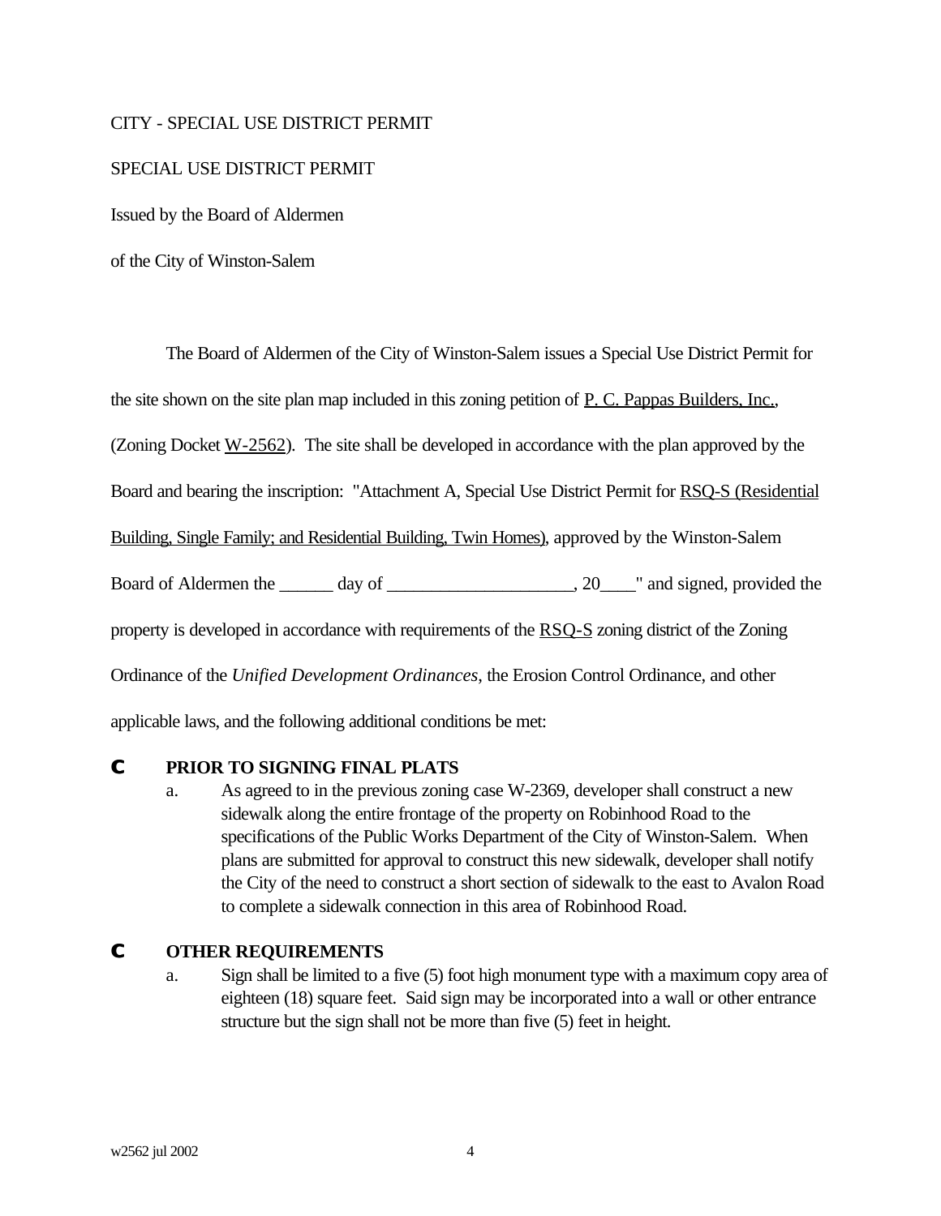CITY - SPECIAL USE DISTRICT PERMIT

SPECIAL USE DISTRICT PERMIT

Issued by the Board of Aldermen

of the City of Winston-Salem

The Board of Aldermen of the City of Winston-Salem issues a Special Use District Permit for the site shown on the site plan map included in this zoning petition of P. C. Pappas Builders, Inc., (Zoning Docket W-2562). The site shall be developed in accordance with the plan approved by the Board and bearing the inscription: "Attachment A, Special Use District Permit for RSQ-S (Residential Building, Single Family; and Residential Building, Twin Homes), approved by the Winston-Salem Board of Aldermen the ______ day of ____________________, 20____" and signed, provided the property is developed in accordance with requirements of the RSQ-S zoning district of the Zoning Ordinance of the *Unified Development Ordinances*, the Erosion Control Ordinance, and other applicable laws, and the following additional conditions be met:

- **PRIOR TO SIGNING FINAL PLATS**
  a. As agreed to in the previous zoning case W-2369, developer shall construct a new sidewalk along the entire frontage of the property on Robinhood Road to the specifications of the Public Works Department of the City of Winston-Salem. When plans are submitted for approval to construct this new sidewalk, developer shall notify the City of the need to construct a short section of sidewalk to the east to Avalon Road to complete a sidewalk connection in this area of Robinhood Road.

- **OTHER REQUIREMENTS**
  a. Sign shall be limited to a five (5) foot high monument type with a maximum copy area of eighteen (18) square feet. Said sign may be incorporated into a wall or other entrance structure but the sign shall not be more than five (5) feet in height.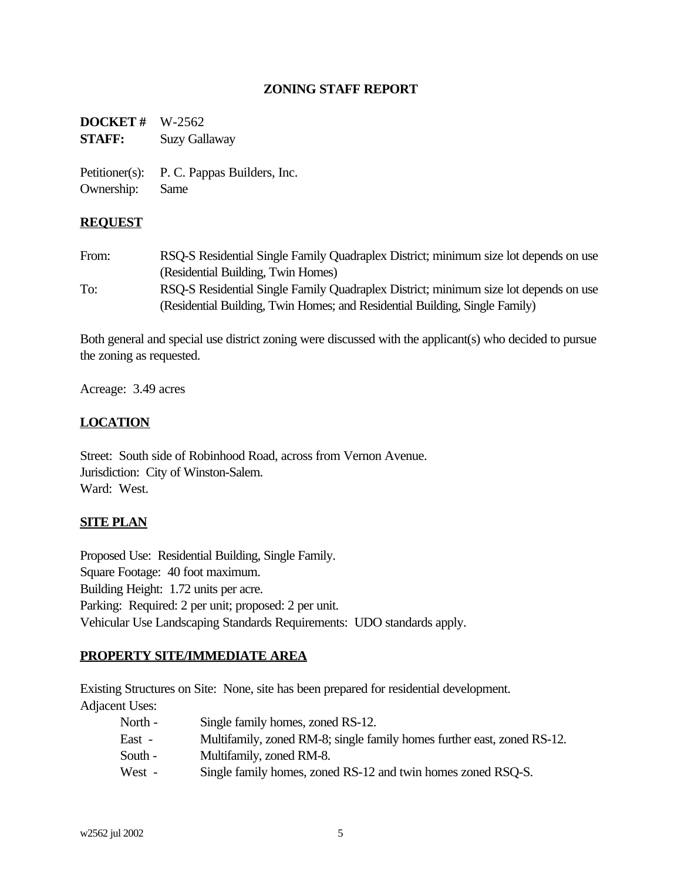## ZONING STAFF REPORT

**DOCKET #** W-2562
**STAFF:** Suzy Gallaway

Petitioner(s): P. C. Pappas Builders, Inc.
Ownership: Same

### REQUEST

From: RSQ-S Residential Single Family Quadraplex District; minimum size lot depends on use (Residential Building, Twin Homes)

To: RSQ-S Residential Single Family Quadraplex District; minimum size lot depends on use (Residential Building, Twin Homes; and Residential Building, Single Family)

Both general and special use district zoning were discussed with the applicant(s) who decided to pursue the zoning as requested.

Acreage: 3.49 acres

### LOCATION

Street: South side of Robinhood Road, across from Vernon Avenue.
Jurisdiction: City of Winston-Salem.
Ward: West.

### SITE PLAN

Proposed Use: Residential Building, Single Family.
Square Footage: 40 foot maximum.
Building Height: 1.72 units per acre.
Parking: Required: 2 per unit; proposed: 2 per unit.
Vehicular Use Landscaping Standards Requirements: UDO standards apply.

### PROPERTY SITE/IMMEDIATE AREA

Existing Structures on Site: None, site has been prepared for residential development.
Adjacent Uses:

- North - Single family homes, zoned RS-12.
- East - Multifamily, zoned RM-8; single family homes further east, zoned RS-12.
- South - Multifamily, zoned RM-8.
- West - Single family homes, zoned RS-12 and twin homes zoned RSQ-S.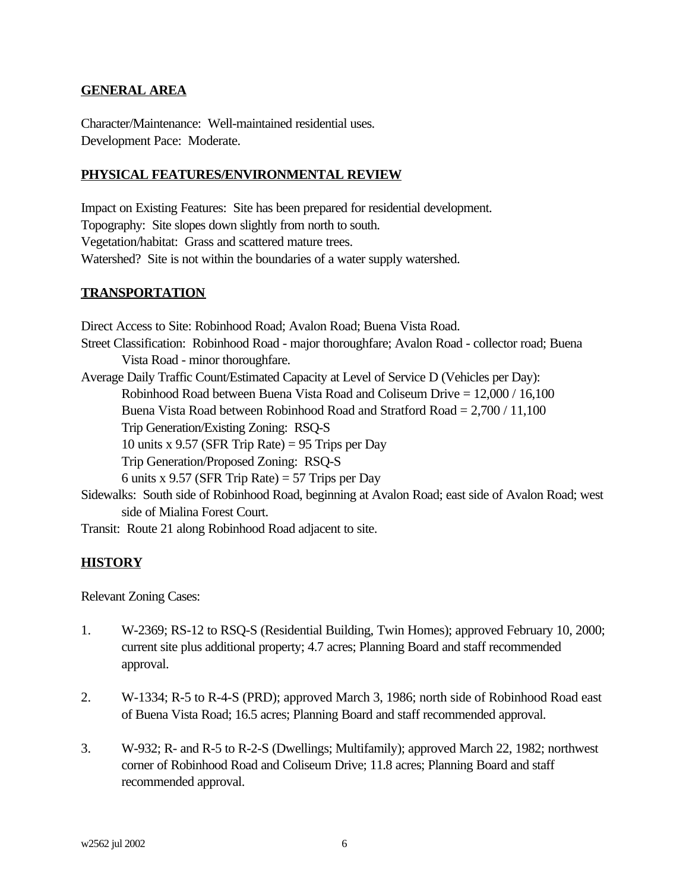**GENERAL AREA**

Character/Maintenance: Well-maintained residential uses.
Development Pace: Moderate.

**PHYSICAL FEATURES/ENVIRONMENTAL REVIEW**

Impact on Existing Features: Site has been prepared for residential development.
Topography: Site slopes down slightly from north to south.
Vegetation/habitat: Grass and scattered mature trees.
Watershed? Site is not within the boundaries of a water supply watershed.

**TRANSPORTATION**

Direct Access to Site: Robinhood Road; Avalon Road; Buena Vista Road.

Street Classification: Robinhood Road - major thoroughfare; Avalon Road - collector road; Buena Vista Road - minor thoroughfare.

Average Daily Traffic Count/Estimated Capacity at Level of Service D (Vehicles per Day):
Robinhood Road between Buena Vista Road and Coliseum Drive = 12,000 / 16,100
Buena Vista Road between Robinhood Road and Stratford Road = 2,700 / 11,100
Trip Generation/Existing Zoning: RSQ-S
10 units x 9.57 (SFR Trip Rate) = 95 Trips per Day
Trip Generation/Proposed Zoning: RSQ-S
6 units x 9.57 (SFR Trip Rate) = 57 Trips per Day

Sidewalks: South side of Robinhood Road, beginning at Avalon Road; east side of Avalon Road; west side of Mialina Forest Court.

Transit: Route 21 along Robinhood Road adjacent to site.

**HISTORY**

Relevant Zoning Cases:

1. W-2369; RS-12 to RSQ-S (Residential Building, Twin Homes); approved February 10, 2000; current site plus additional property; 4.7 acres; Planning Board and staff recommended approval.

2. W-1334; R-5 to R-4-S (PRD); approved March 3, 1986; north side of Robinhood Road east of Buena Vista Road; 16.5 acres; Planning Board and staff recommended approval.

3. W-932; R- and R-5 to R-2-S (Dwellings; Multifamily); approved March 22, 1982; northwest corner of Robinhood Road and Coliseum Drive; 11.8 acres; Planning Board and staff recommended approval.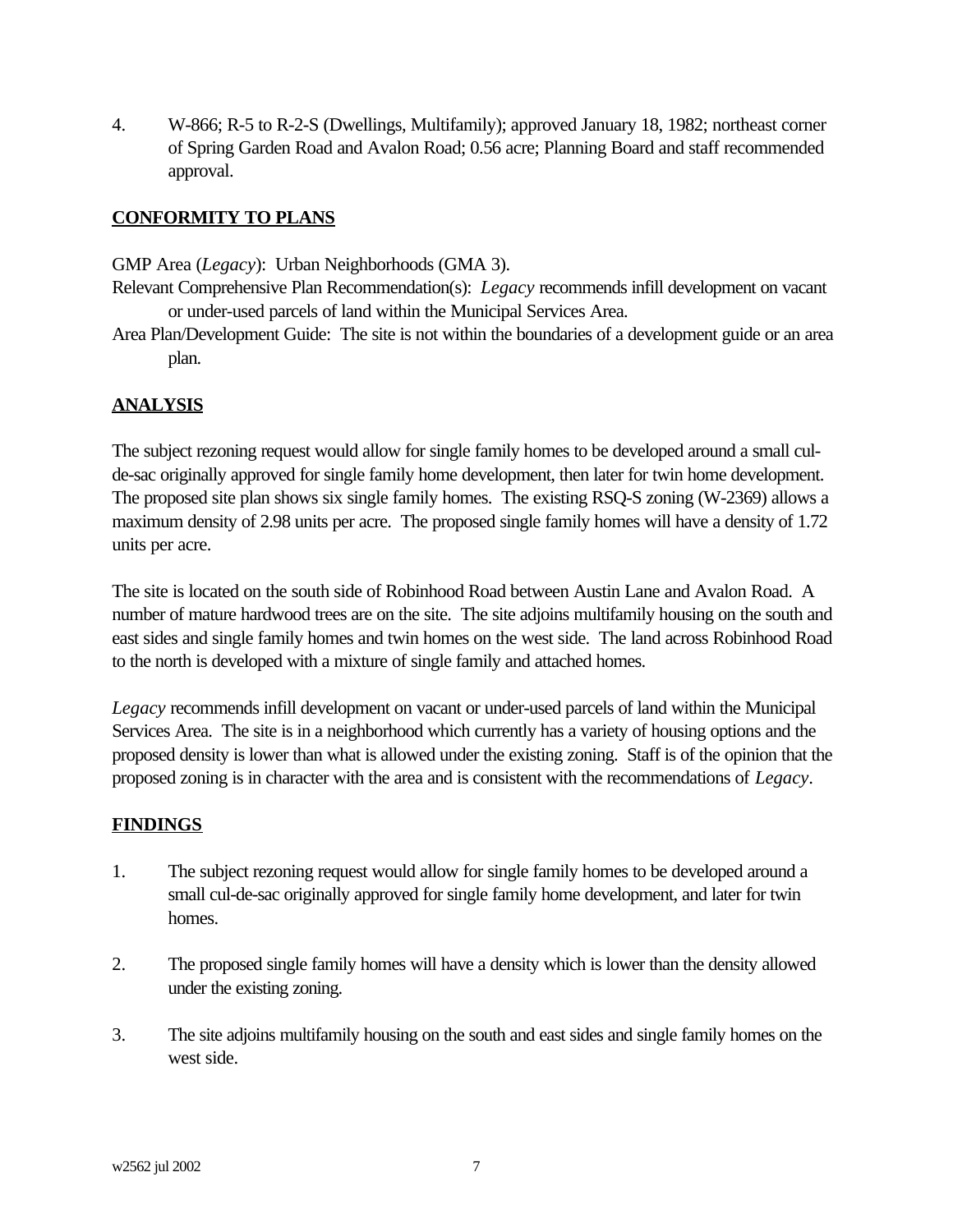4. W-866; R-5 to R-2-S (Dwellings, Multifamily); approved January 18, 1982; northeast corner of Spring Garden Road and Avalon Road; 0.56 acre; Planning Board and staff recommended approval.

## CONFORMITY TO PLANS

GMP Area (*Legacy*): Urban Neighborhoods (GMA 3).

Relevant Comprehensive Plan Recommendation(s): *Legacy* recommends infill development on vacant or under-used parcels of land within the Municipal Services Area.

Area Plan/Development Guide: The site is not within the boundaries of a development guide or an area plan.

## ANALYSIS

The subject rezoning request would allow for single family homes to be developed around a small cul-de-sac originally approved for single family home development, then later for twin home development. The proposed site plan shows six single family homes. The existing RSQ-S zoning (W-2369) allows a maximum density of 2.98 units per acre. The proposed single family homes will have a density of 1.72 units per acre.

The site is located on the south side of Robinhood Road between Austin Lane and Avalon Road. A number of mature hardwood trees are on the site. The site adjoins multifamily housing on the south and east sides and single family homes and twin homes on the west side. The land across Robinhood Road to the north is developed with a mixture of single family and attached homes.

*Legacy* recommends infill development on vacant or under-used parcels of land within the Municipal Services Area. The site is in a neighborhood which currently has a variety of housing options and the proposed density is lower than what is allowed under the existing zoning. Staff is of the opinion that the proposed zoning is in character with the area and is consistent with the recommendations of *Legacy*.

## FINDINGS

1. The subject rezoning request would allow for single family homes to be developed around a small cul-de-sac originally approved for single family home development, and later for twin homes.

2. The proposed single family homes will have a density which is lower than the density allowed under the existing zoning.

3. The site adjoins multifamily housing on the south and east sides and single family homes on the west side.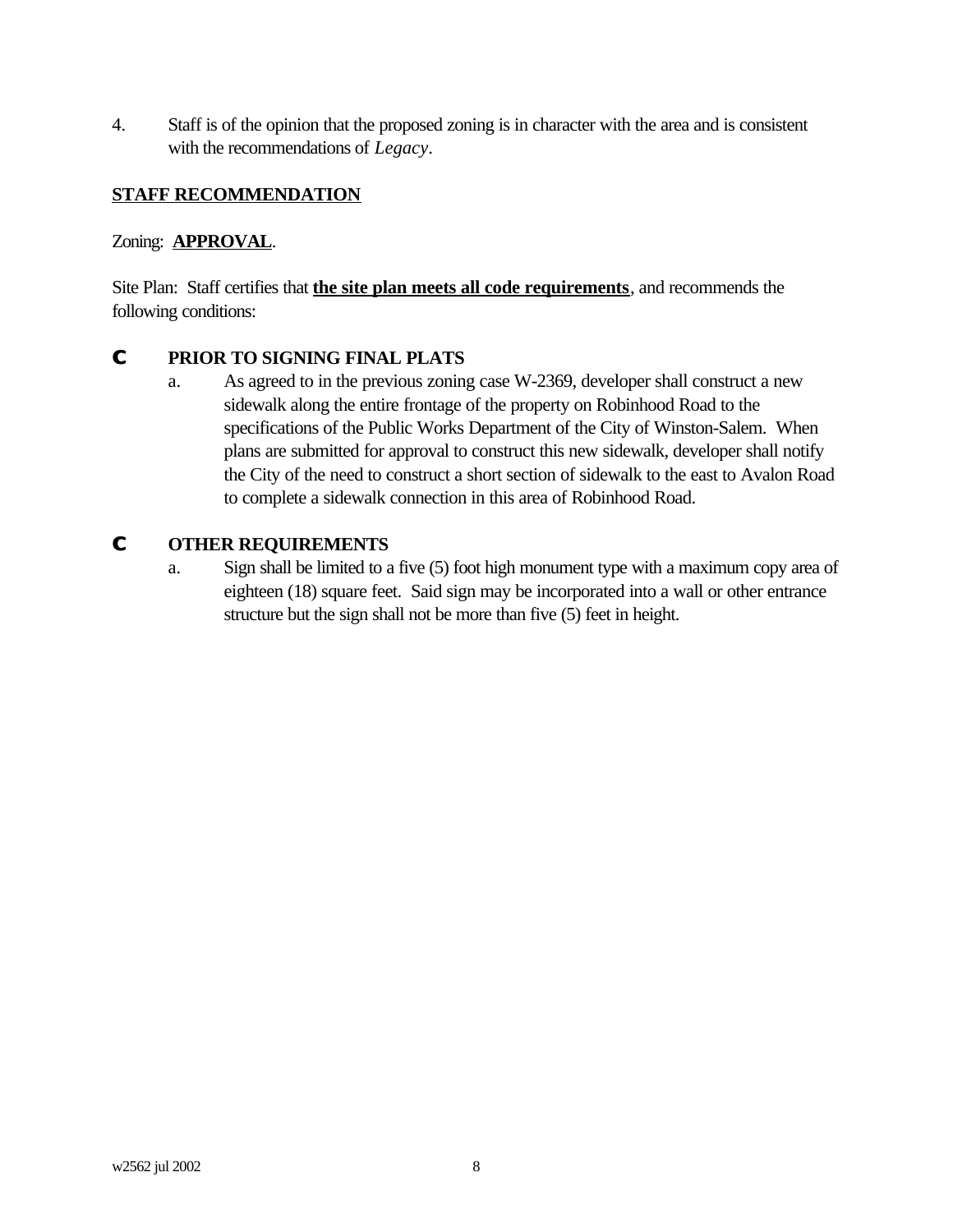4. Staff is of the opinion that the proposed zoning is in character with the area and is consistent with the recommendations of *Legacy*.

## STAFF RECOMMENDATION

Zoning: **APPROVAL**.

Site Plan: Staff certifies that **the site plan meets all code requirements**, and recommends the following conditions:

- **PRIOR TO SIGNING FINAL PLATS**
  - a. As agreed to in the previous zoning case W-2369, developer shall construct a new sidewalk along the entire frontage of the property on Robinhood Road to the specifications of the Public Works Department of the City of Winston-Salem. When plans are submitted for approval to construct this new sidewalk, developer shall notify the City of the need to construct a short section of sidewalk to the east to Avalon Road to complete a sidewalk connection in this area of Robinhood Road.

- **OTHER REQUIREMENTS**
  - a. Sign shall be limited to a five (5) foot high monument type with a maximum copy area of eighteen (18) square feet. Said sign may be incorporated into a wall or other entrance structure but the sign shall not be more than five (5) feet in height.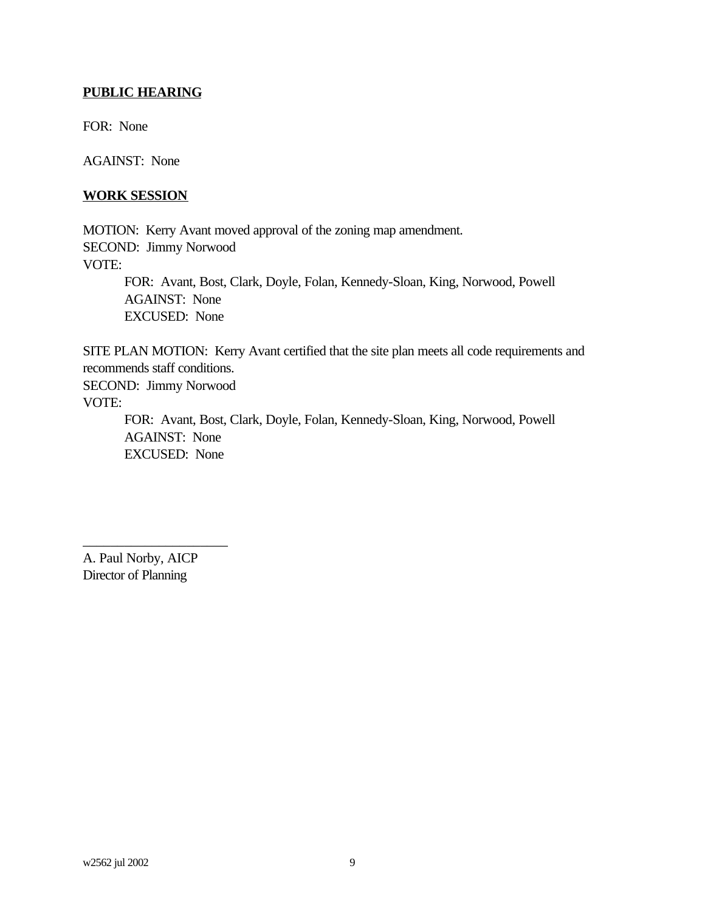**PUBLIC HEARING**

FOR: None

AGAINST: None

**WORK SESSION**

MOTION: Kerry Avant moved approval of the zoning map amendment.
SECOND: Jimmy Norwood
VOTE:

FOR: Avant, Bost, Clark, Doyle, Folan, Kennedy-Sloan, King, Norwood, Powell
AGAINST: None
EXCUSED: None

SITE PLAN MOTION: Kerry Avant certified that the site plan meets all code requirements and recommends staff conditions.
SECOND: Jimmy Norwood
VOTE:

FOR: Avant, Bost, Clark, Doyle, Folan, Kennedy-Sloan, King, Norwood, Powell
AGAINST: None
EXCUSED: None

\_\_\_\_\_\_\_\_\_\_\_\_\_\_\_\_\_\_\_\_\_\_

A. Paul Norby, AICP
Director of Planning

w2562 jul 2002